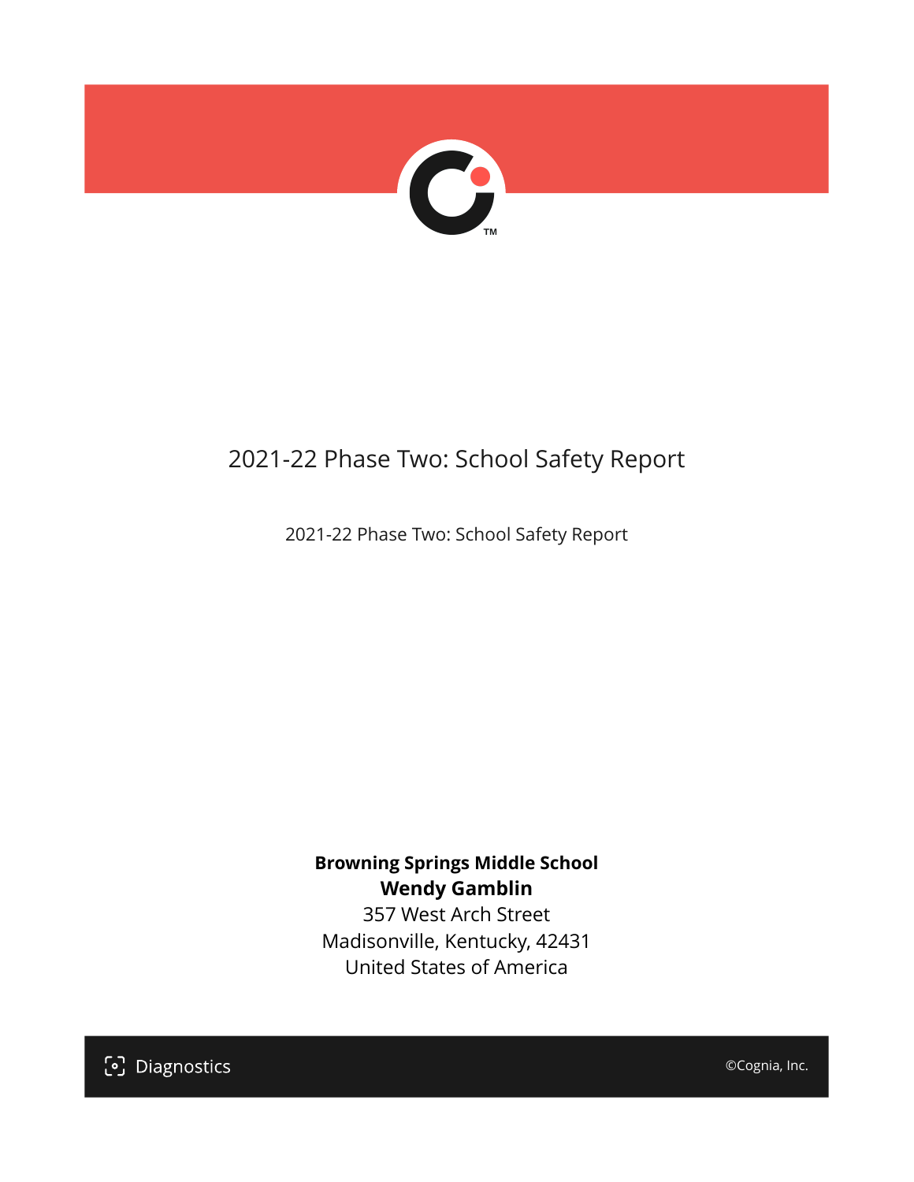# 2021-22 Phase Two: School Safety Report

2021-22 Phase Two: School Safety Report

**Browning Springs Middle School**
**Wendy Gamblin**
357 West Arch Street
Madisonville, Kentucky, 42431
United States of America

Diagnostics

©Cognia, Inc.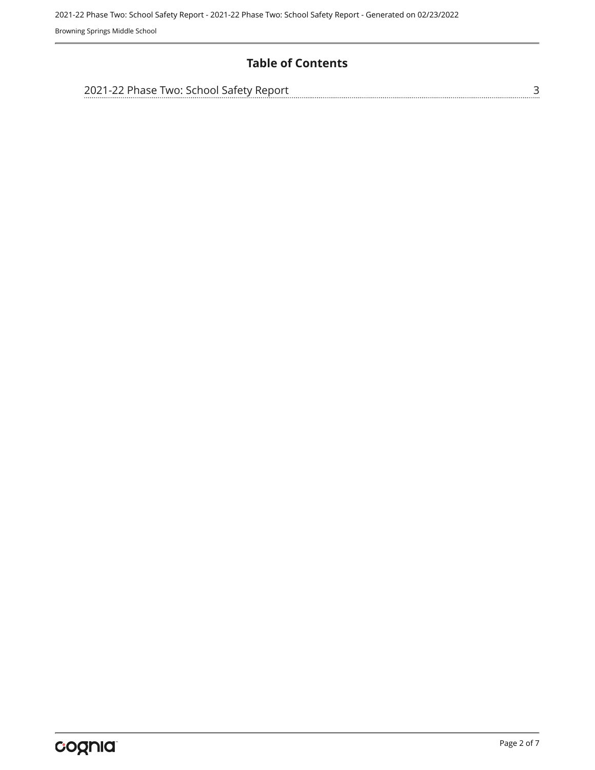## Table of Contents

2021-22 Phase Two: School Safety Report ........ 3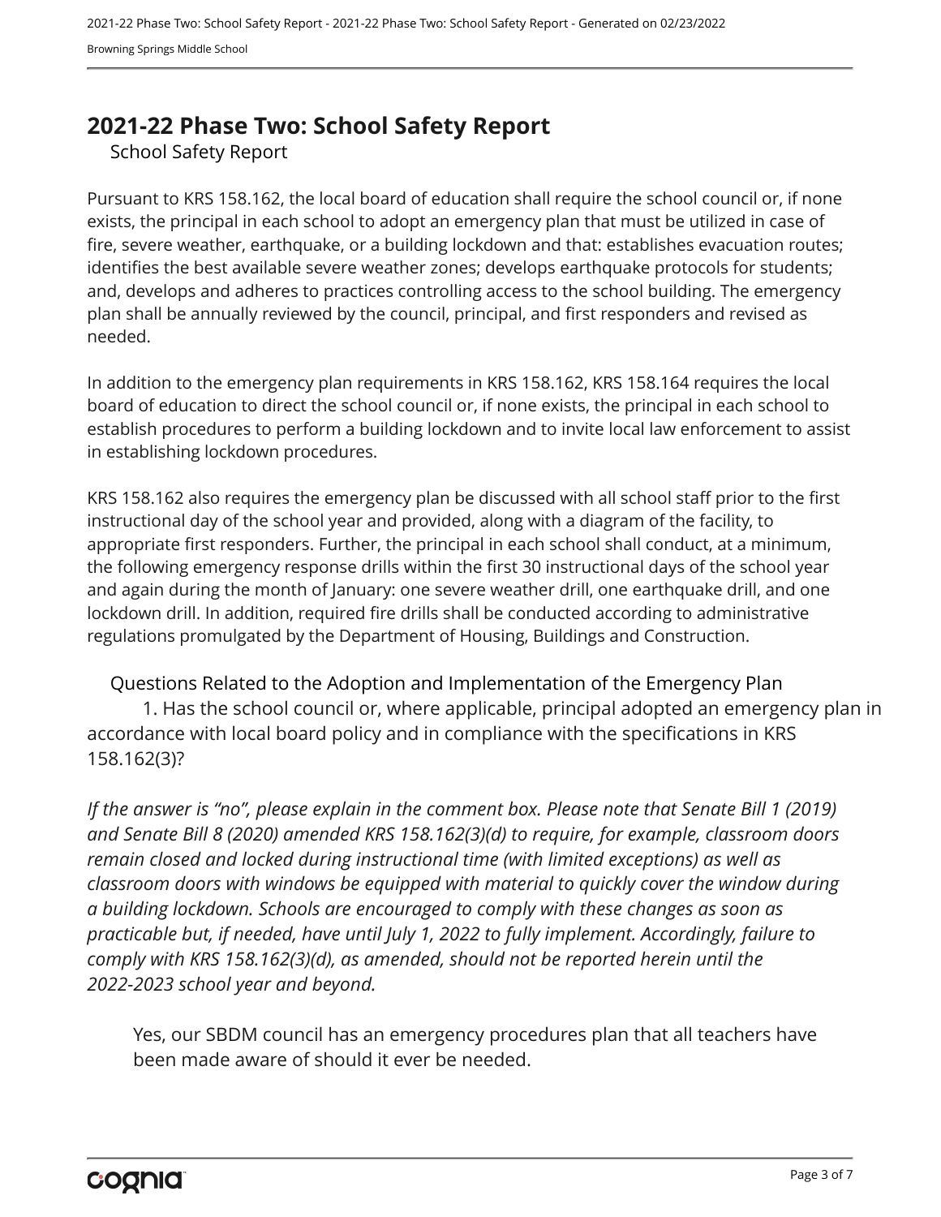# 2021-22 Phase Two: School Safety Report

## School Safety Report

Pursuant to KRS 158.162, the local board of education shall require the school council or, if none exists, the principal in each school to adopt an emergency plan that must be utilized in case of fire, severe weather, earthquake, or a building lockdown and that: establishes evacuation routes; identifies the best available severe weather zones; develops earthquake protocols for students; and, develops and adheres to practices controlling access to the school building. The emergency plan shall be annually reviewed by the council, principal, and first responders and revised as needed.

In addition to the emergency plan requirements in KRS 158.162, KRS 158.164 requires the local board of education to direct the school council or, if none exists, the principal in each school to establish procedures to perform a building lockdown and to invite local law enforcement to assist in establishing lockdown procedures.

KRS 158.162 also requires the emergency plan be discussed with all school staff prior to the first instructional day of the school year and provided, along with a diagram of the facility, to appropriate first responders. Further, the principal in each school shall conduct, at a minimum, the following emergency response drills within the first 30 instructional days of the school year and again during the month of January: one severe weather drill, one earthquake drill, and one lockdown drill. In addition, required fire drills shall be conducted according to administrative regulations promulgated by the Department of Housing, Buildings and Construction.

### Questions Related to the Adoption and Implementation of the Emergency Plan

1. Has the school council or, where applicable, principal adopted an emergency plan in accordance with local board policy and in compliance with the specifications in KRS 158.162(3)?

*If the answer is "no", please explain in the comment box. Please note that Senate Bill 1 (2019) and Senate Bill 8 (2020) amended KRS 158.162(3)(d) to require, for example, classroom doors remain closed and locked during instructional time (with limited exceptions) as well as classroom doors with windows be equipped with material to quickly cover the window during a building lockdown. Schools are encouraged to comply with these changes as soon as practicable but, if needed, have until July 1, 2022 to fully implement. Accordingly, failure to comply with KRS 158.162(3)(d), as amended, should not be reported herein until the 2022-2023 school year and beyond.*

Yes, our SBDM council has an emergency procedures plan that all teachers have been made aware of should it ever be needed.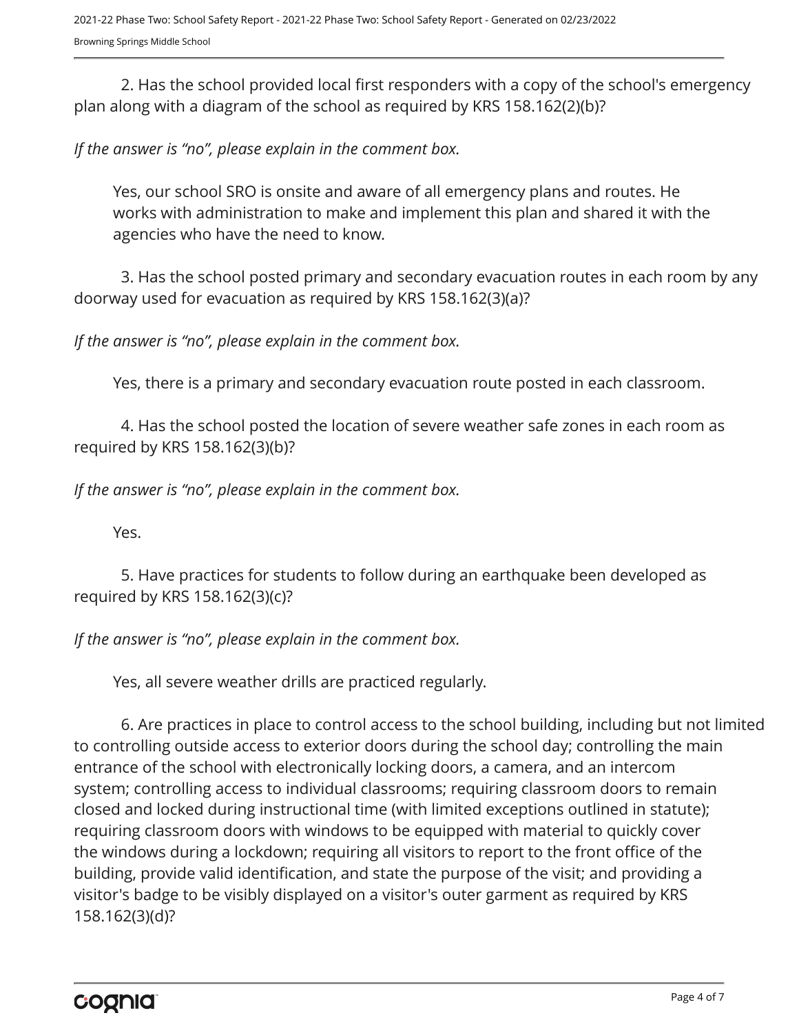2. Has the school provided local first responders with a copy of the school's emergency plan along with a diagram of the school as required by KRS 158.162(2)(b)?

*If the answer is "no", please explain in the comment box.*

Yes, our school SRO is onsite and aware of all emergency plans and routes. He works with administration to make and implement this plan and shared it with the agencies who have the need to know.

3. Has the school posted primary and secondary evacuation routes in each room by any doorway used for evacuation as required by KRS 158.162(3)(a)?

*If the answer is "no", please explain in the comment box.*

Yes, there is a primary and secondary evacuation route posted in each classroom.

4. Has the school posted the location of severe weather safe zones in each room as required by KRS 158.162(3)(b)?

*If the answer is "no", please explain in the comment box.*

Yes.

5. Have practices for students to follow during an earthquake been developed as required by KRS 158.162(3)(c)?

*If the answer is "no", please explain in the comment box.*

Yes, all severe weather drills are practiced regularly.

6. Are practices in place to control access to the school building, including but not limited to controlling outside access to exterior doors during the school day; controlling the main entrance of the school with electronically locking doors, a camera, and an intercom system; controlling access to individual classrooms; requiring classroom doors to remain closed and locked during instructional time (with limited exceptions outlined in statute); requiring classroom doors with windows to be equipped with material to quickly cover the windows during a lockdown; requiring all visitors to report to the front office of the building, provide valid identification, and state the purpose of the visit; and providing a visitor's badge to be visibly displayed on a visitor's outer garment as required by KRS 158.162(3)(d)?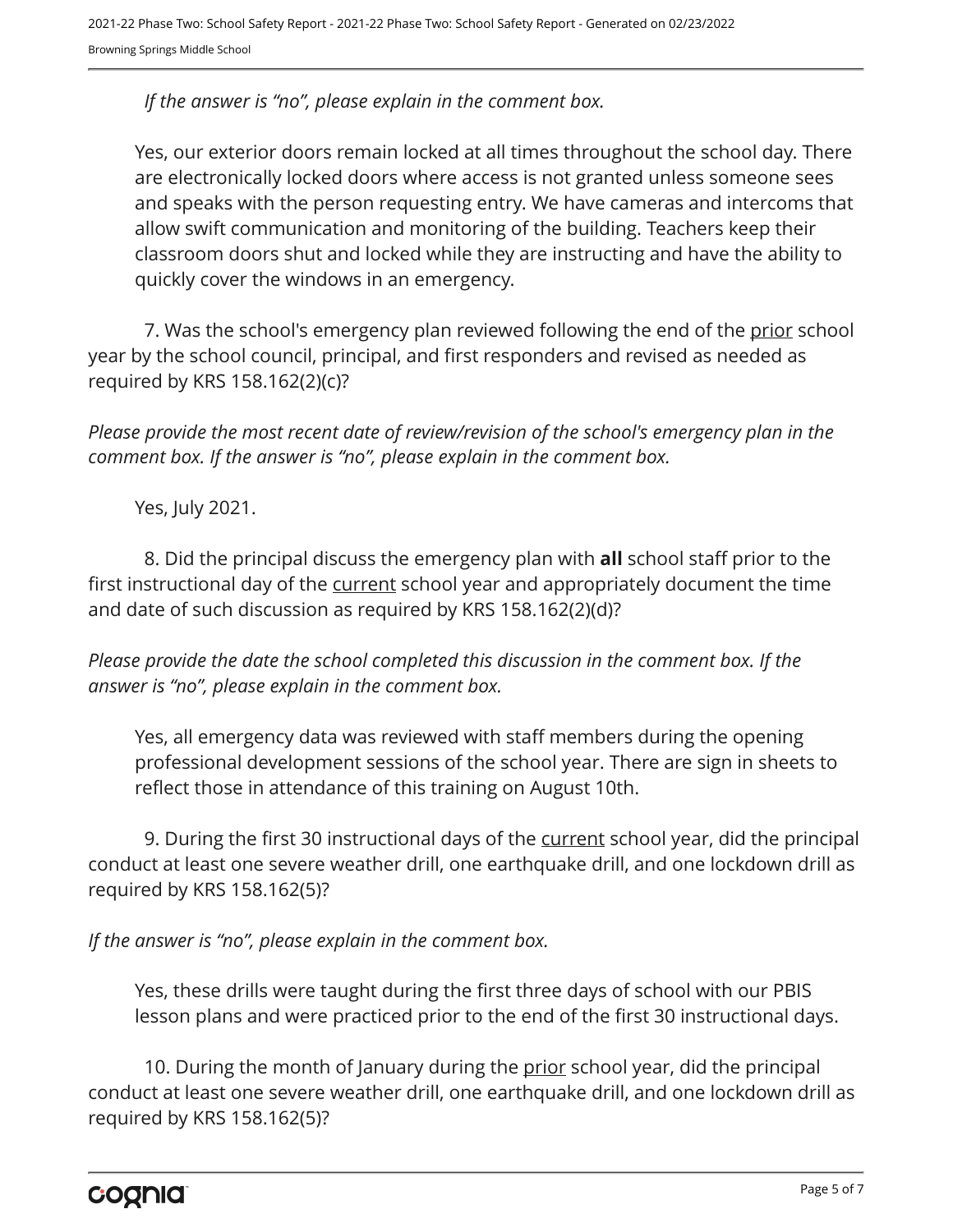*If the answer is "no", please explain in the comment box.*

Yes, our exterior doors remain locked at all times throughout the school day. There are electronically locked doors where access is not granted unless someone sees and speaks with the person requesting entry. We have cameras and intercoms that allow swift communication and monitoring of the building. Teachers keep their classroom doors shut and locked while they are instructing and have the ability to quickly cover the windows in an emergency.

7. Was the school's emergency plan reviewed following the end of the <u>prior</u> school year by the school council, principal, and first responders and revised as needed as required by KRS 158.162(2)(c)?

*Please provide the most recent date of review/revision of the school's emergency plan in the comment box. If the answer is "no", please explain in the comment box.*

Yes, July 2021.

8. Did the principal discuss the emergency plan with **all** school staff prior to the first instructional day of the <u>current</u> school year and appropriately document the time and date of such discussion as required by KRS 158.162(2)(d)?

*Please provide the date the school completed this discussion in the comment box. If the answer is "no", please explain in the comment box.*

Yes, all emergency data was reviewed with staff members during the opening professional development sessions of the school year. There are sign in sheets to reflect those in attendance of this training on August 10th.

9. During the first 30 instructional days of the <u>current</u> school year, did the principal conduct at least one severe weather drill, one earthquake drill, and one lockdown drill as required by KRS 158.162(5)?

*If the answer is "no", please explain in the comment box.*

Yes, these drills were taught during the first three days of school with our PBIS lesson plans and were practiced prior to the end of the first 30 instructional days.

10. During the month of January during the <u>prior</u> school year, did the principal conduct at least one severe weather drill, one earthquake drill, and one lockdown drill as required by KRS 158.162(5)?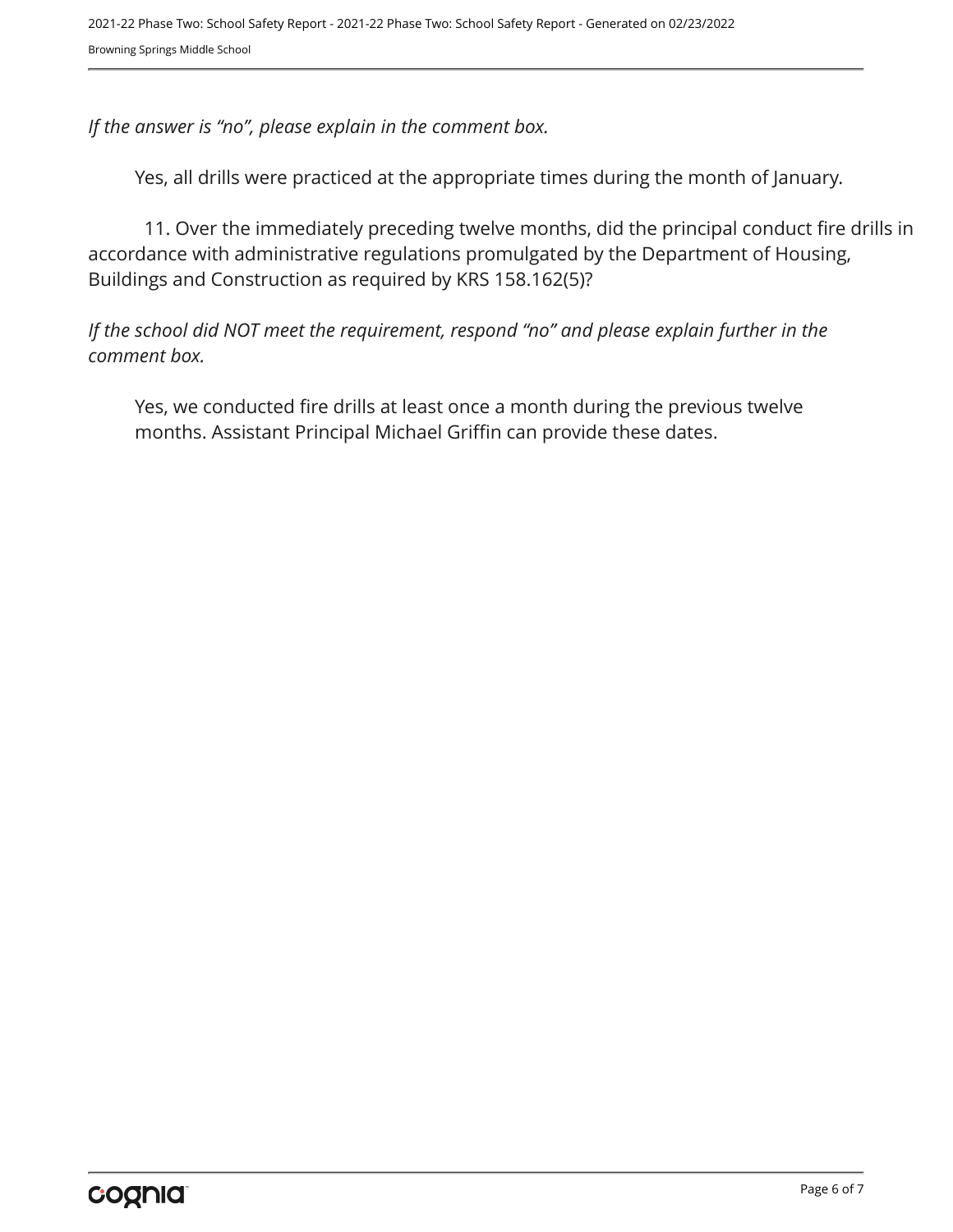*If the answer is “no”, please explain in the comment box.*

Yes, all drills were practiced at the appropriate times during the month of January.

11. Over the immediately preceding twelve months, did the principal conduct fire drills in accordance with administrative regulations promulgated by the Department of Housing, Buildings and Construction as required by KRS 158.162(5)?

*If the school did NOT meet the requirement, respond “no” and please explain further in the comment box.*

Yes, we conducted fire drills at least once a month during the previous twelve months. Assistant Principal Michael Griffin can provide these dates.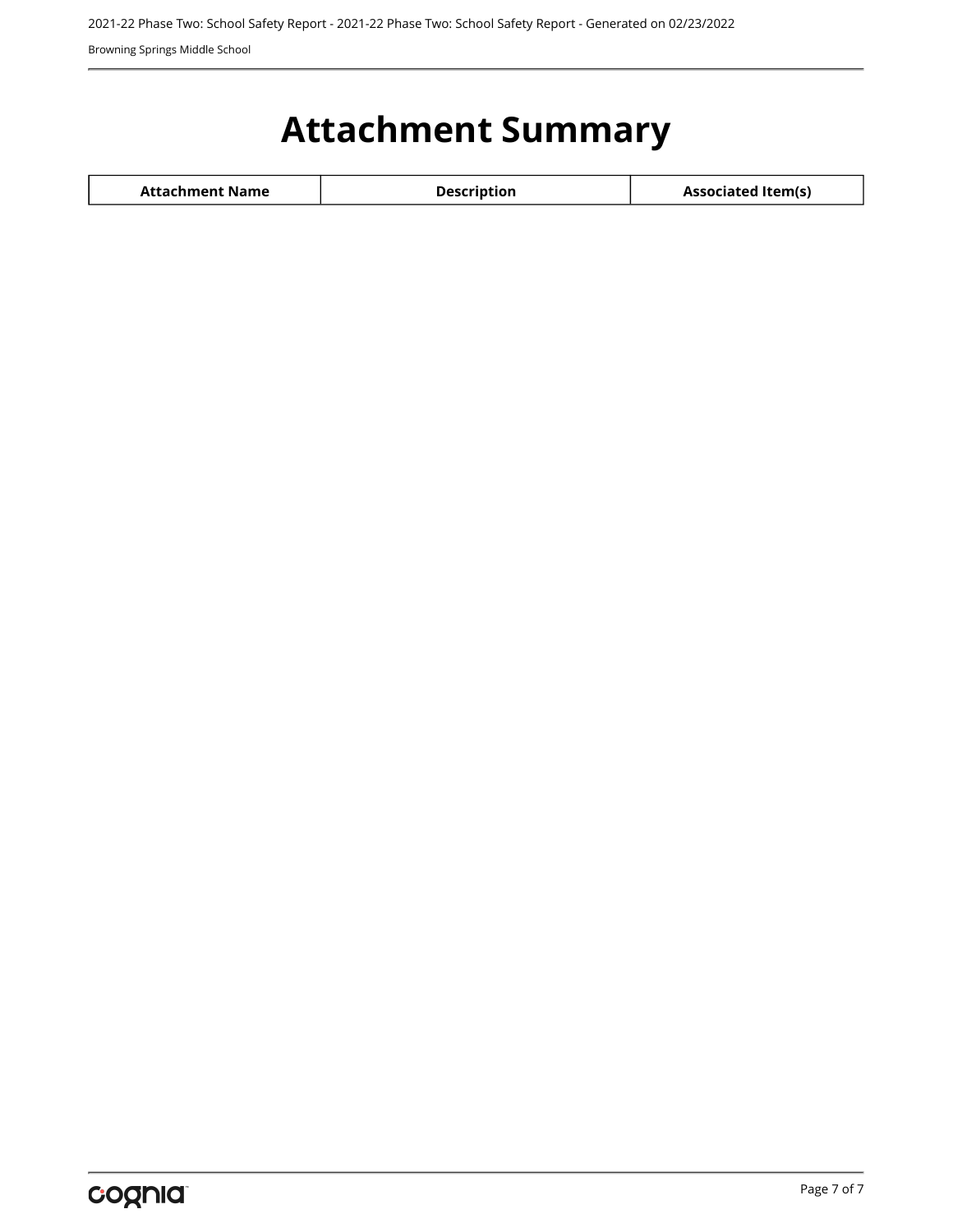# Attachment Summary

| Attachment Name | Description | Associated Item(s) |
| --- | --- | --- |